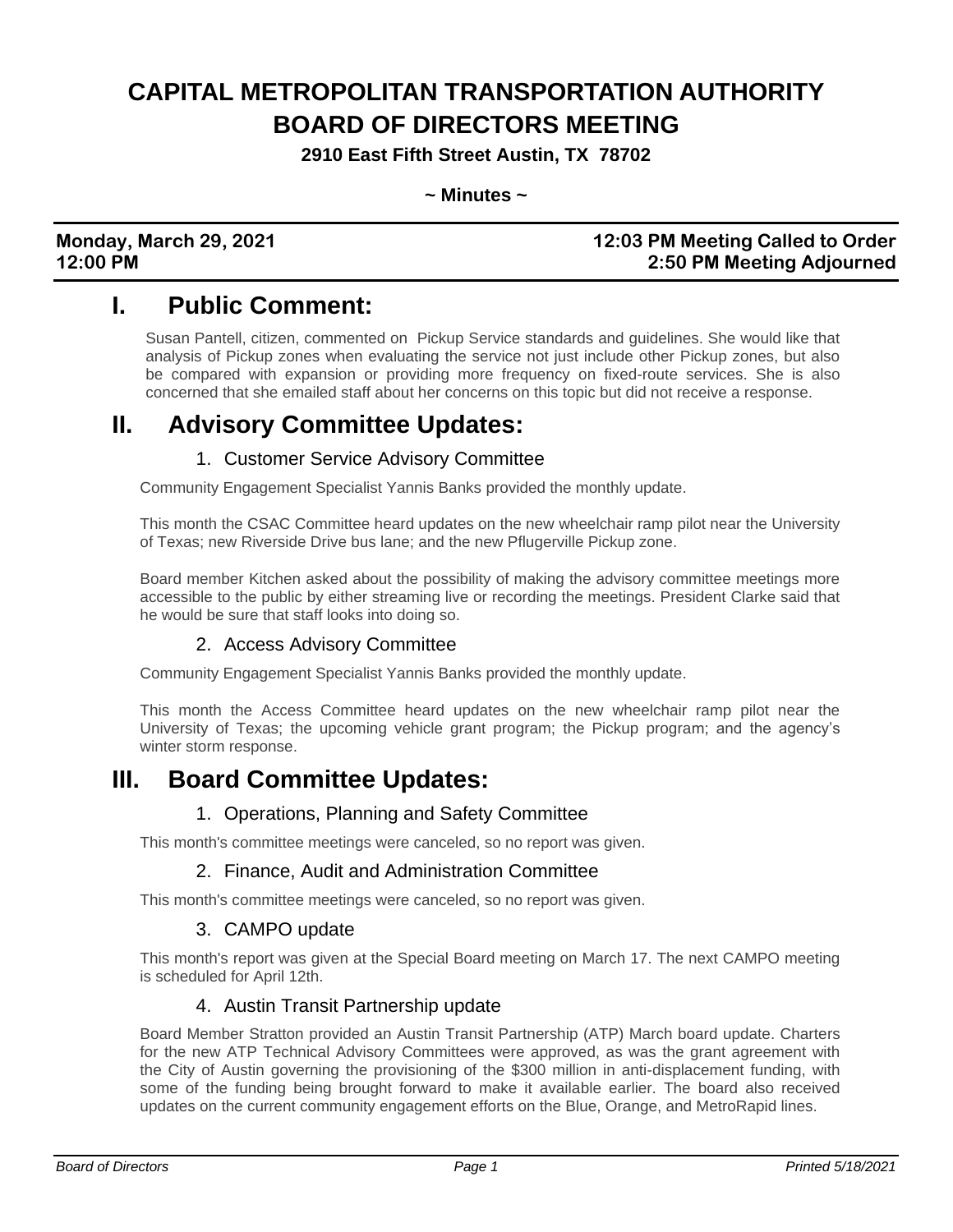# CAPITAL METROPOLITAN TRANSPORTATION AUTHORITY BOARD OF DIRECTORS MEETING

**2910 East Fifth Street Austin, TX 78702**

**~ Minutes ~**

| **Monday, March 29, 2021** | **12:03 PM Meeting Called to Order** |
|---|---|
| **12:00 PM** | **2:50 PM Meeting Adjourned** |

## I. Public Comment:

Susan Pantell, citizen, commented on Pickup Service standards and guidelines. She would like that analysis of Pickup zones when evaluating the service not just include other Pickup zones, but also be compared with expansion or providing more frequency on fixed-route services. She is also concerned that she emailed staff about her concerns on this topic but did not receive a response.

## II. Advisory Committee Updates:

### 1. Customer Service Advisory Committee

Community Engagement Specialist Yannis Banks provided the monthly update.

This month the CSAC Committee heard updates on the new wheelchair ramp pilot near the University of Texas; new Riverside Drive bus lane; and the new Pflugerville Pickup zone.

Board member Kitchen asked about the possibility of making the advisory committee meetings more accessible to the public by either streaming live or recording the meetings. President Clarke said that he would be sure that staff looks into doing so.

### 2. Access Advisory Committee

Community Engagement Specialist Yannis Banks provided the monthly update.

This month the Access Committee heard updates on the new wheelchair ramp pilot near the University of Texas; the upcoming vehicle grant program; the Pickup program; and the agency's winter storm response.

## III. Board Committee Updates:

### 1. Operations, Planning and Safety Committee

This month's committee meetings were canceled, so no report was given.

### 2. Finance, Audit and Administration Committee

This month's committee meetings were canceled, so no report was given.

### 3. CAMPO update

This month's report was given at the Special Board meeting on March 17. The next CAMPO meeting is scheduled for April 12th.

### 4. Austin Transit Partnership update

Board Member Stratton provided an Austin Transit Partnership (ATP) March board update. Charters for the new ATP Technical Advisory Committees were approved, as was the grant agreement with the City of Austin governing the provisioning of the $300 million in anti-displacement funding, with some of the funding being brought forward to make it available earlier. The board also received updates on the current community engagement efforts on the Blue, Orange, and MetroRapid lines.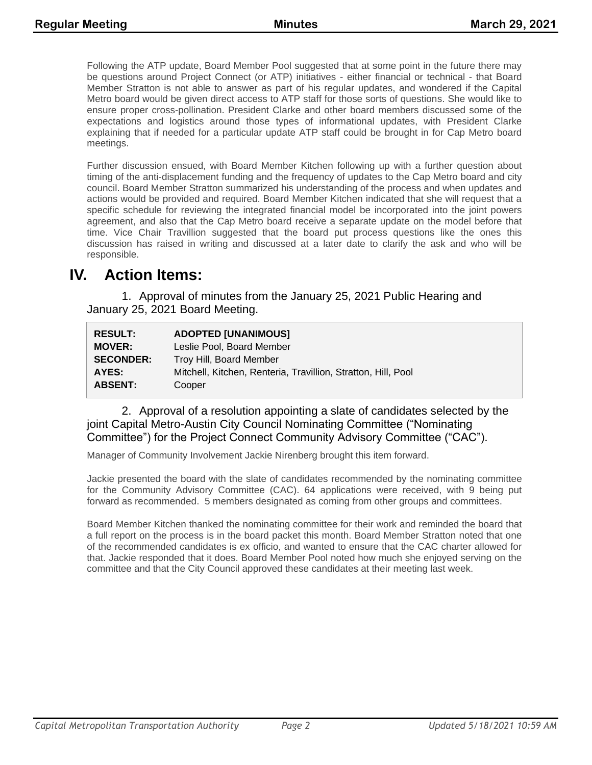Following the ATP update, Board Member Pool suggested that at some point in the future there may be questions around Project Connect (or ATP) initiatives - either financial or technical - that Board Member Stratton is not able to answer as part of his regular updates, and wondered if the Capital Metro board would be given direct access to ATP staff for those sorts of questions. She would like to ensure proper cross-pollination. President Clarke and other board members discussed some of the expectations and logistics around those types of informational updates, with President Clarke explaining that if needed for a particular update ATP staff could be brought in for Cap Metro board meetings.

Further discussion ensued, with Board Member Kitchen following up with a further question about timing of the anti-displacement funding and the frequency of updates to the Cap Metro board and city council. Board Member Stratton summarized his understanding of the process and when updates and actions would be provided and required. Board Member Kitchen indicated that she will request that a specific schedule for reviewing the integrated financial model be incorporated into the joint powers agreement, and also that the Cap Metro board receive a separate update on the model before that time. Vice Chair Travillion suggested that the board put process questions like the ones this discussion has raised in writing and discussed at a later date to clarify the ask and who will be responsible.

# IV. Action Items:

1. Approval of minutes from the January 25, 2021 Public Hearing and January 25, 2021 Board Meeting.

| | |
|---|---|
| **RESULT:** | **ADOPTED [UNANIMOUS]** |
| **MOVER:** | Leslie Pool, Board Member |
| **SECONDER:** | Troy Hill, Board Member |
| **AYES:** | Mitchell, Kitchen, Renteria, Travillion, Stratton, Hill, Pool |
| **ABSENT:** | Cooper |

2. Approval of a resolution appointing a slate of candidates selected by the joint Capital Metro-Austin City Council Nominating Committee ("Nominating Committee") for the Project Connect Community Advisory Committee ("CAC").

Manager of Community Involvement Jackie Nirenberg brought this item forward.

Jackie presented the board with the slate of candidates recommended by the nominating committee for the Community Advisory Committee (CAC). 64 applications were received, with 9 being put forward as recommended. 5 members designated as coming from other groups and committees.

Board Member Kitchen thanked the nominating committee for their work and reminded the board that a full report on the process is in the board packet this month. Board Member Stratton noted that one of the recommended candidates is ex officio, and wanted to ensure that the CAC charter allowed for that. Jackie responded that it does. Board Member Pool noted how much she enjoyed serving on the committee and that the City Council approved these candidates at their meeting last week.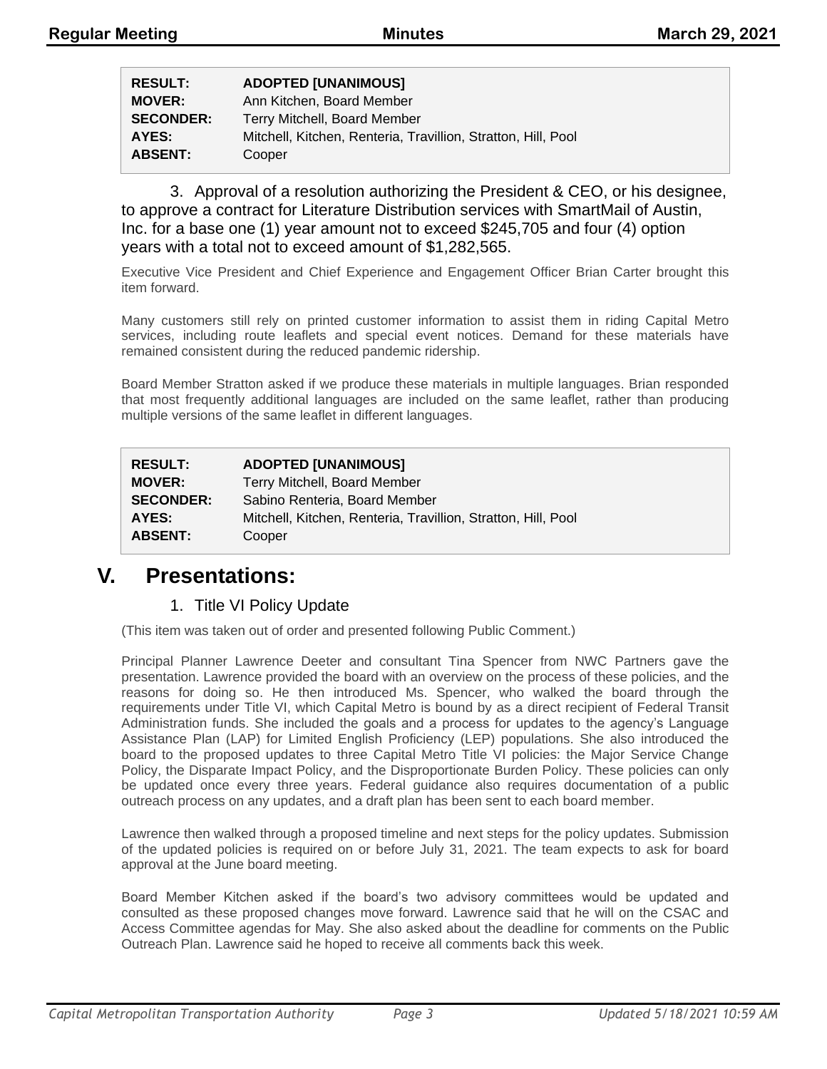| | |
|---|---|
| **RESULT:** | **ADOPTED [UNANIMOUS]** |
| **MOVER:** | Ann Kitchen, Board Member |
| **SECONDER:** | Terry Mitchell, Board Member |
| **AYES:** | Mitchell, Kitchen, Renteria, Travillion, Stratton, Hill, Pool |
| **ABSENT:** | Cooper |

3. Approval of a resolution authorizing the President & CEO, or his designee, to approve a contract for Literature Distribution services with SmartMail of Austin, Inc. for a base one (1) year amount not to exceed $245,705 and four (4) option years with a total not to exceed amount of $1,282,565.

Executive Vice President and Chief Experience and Engagement Officer Brian Carter brought this item forward.

Many customers still rely on printed customer information to assist them in riding Capital Metro services, including route leaflets and special event notices. Demand for these materials have remained consistent during the reduced pandemic ridership.

Board Member Stratton asked if we produce these materials in multiple languages. Brian responded that most frequently additional languages are included on the same leaflet, rather than producing multiple versions of the same leaflet in different languages.

| | |
|---|---|
| **RESULT:** | **ADOPTED [UNANIMOUS]** |
| **MOVER:** | Terry Mitchell, Board Member |
| **SECONDER:** | Sabino Renteria, Board Member |
| **AYES:** | Mitchell, Kitchen, Renteria, Travillion, Stratton, Hill, Pool |
| **ABSENT:** | Cooper |

# V. Presentations:

1. Title VI Policy Update

(This item was taken out of order and presented following Public Comment.)

Principal Planner Lawrence Deeter and consultant Tina Spencer from NWC Partners gave the presentation. Lawrence provided the board with an overview on the process of these policies, and the reasons for doing so. He then introduced Ms. Spencer, who walked the board through the requirements under Title VI, which Capital Metro is bound by as a direct recipient of Federal Transit Administration funds. She included the goals and a process for updates to the agency's Language Assistance Plan (LAP) for Limited English Proficiency (LEP) populations. She also introduced the board to the proposed updates to three Capital Metro Title VI policies: the Major Service Change Policy, the Disparate Impact Policy, and the Disproportionate Burden Policy. These policies can only be updated once every three years. Federal guidance also requires documentation of a public outreach process on any updates, and a draft plan has been sent to each board member.

Lawrence then walked through a proposed timeline and next steps for the policy updates. Submission of the updated policies is required on or before July 31, 2021. The team expects to ask for board approval at the June board meeting.

Board Member Kitchen asked if the board's two advisory committees would be updated and consulted as these proposed changes move forward. Lawrence said that he will on the CSAC and Access Committee agendas for May. She also asked about the deadline for comments on the Public Outreach Plan. Lawrence said he hoped to receive all comments back this week.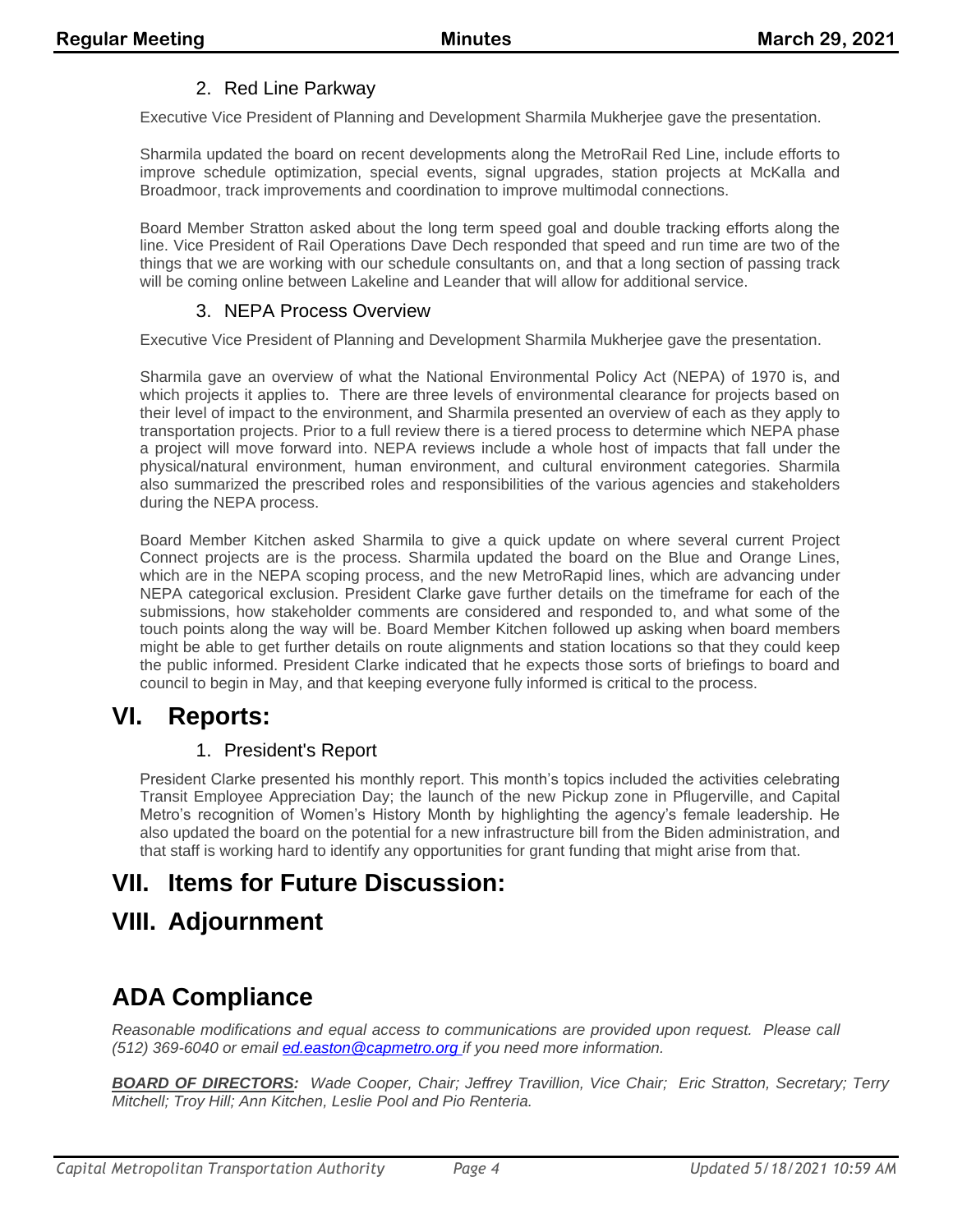### 2. Red Line Parkway

Executive Vice President of Planning and Development Sharmila Mukherjee gave the presentation.

Sharmila updated the board on recent developments along the MetroRail Red Line, include efforts to improve schedule optimization, special events, signal upgrades, station projects at McKalla and Broadmoor, track improvements and coordination to improve multimodal connections.

Board Member Stratton asked about the long term speed goal and double tracking efforts along the line. Vice President of Rail Operations Dave Dech responded that speed and run time are two of the things that we are working with our schedule consultants on, and that a long section of passing track will be coming online between Lakeline and Leander that will allow for additional service.

### 3. NEPA Process Overview

Executive Vice President of Planning and Development Sharmila Mukherjee gave the presentation.

Sharmila gave an overview of what the National Environmental Policy Act (NEPA) of 1970 is, and which projects it applies to. There are three levels of environmental clearance for projects based on their level of impact to the environment, and Sharmila presented an overview of each as they apply to transportation projects. Prior to a full review there is a tiered process to determine which NEPA phase a project will move forward into. NEPA reviews include a whole host of impacts that fall under the physical/natural environment, human environment, and cultural environment categories. Sharmila also summarized the prescribed roles and responsibilities of the various agencies and stakeholders during the NEPA process.

Board Member Kitchen asked Sharmila to give a quick update on where several current Project Connect projects are is the process. Sharmila updated the board on the Blue and Orange Lines, which are in the NEPA scoping process, and the new MetroRapid lines, which are advancing under NEPA categorical exclusion. President Clarke gave further details on the timeframe for each of the submissions, how stakeholder comments are considered and responded to, and what some of the touch points along the way will be. Board Member Kitchen followed up asking when board members might be able to get further details on route alignments and station locations so that they could keep the public informed. President Clarke indicated that he expects those sorts of briefings to board and council to begin in May, and that keeping everyone fully informed is critical to the process.

# VI. Reports:

### 1. President's Report

President Clarke presented his monthly report. This month's topics included the activities celebrating Transit Employee Appreciation Day; the launch of the new Pickup zone in Pflugerville, and Capital Metro's recognition of Women's History Month by highlighting the agency's female leadership. He also updated the board on the potential for a new infrastructure bill from the Biden administration, and that staff is working hard to identify any opportunities for grant funding that might arise from that.

# VII. Items for Future Discussion:

# VIII. Adjournment

# ADA Compliance

*Reasonable modifications and equal access to communications are provided upon request. Please call (512) 369-6040 or email ed.easton@capmetro.org if you need more information.*

***BOARD OF DIRECTORS:*** *Wade Cooper, Chair; Jeffrey Travillion, Vice Chair; Eric Stratton, Secretary; Terry Mitchell; Troy Hill; Ann Kitchen, Leslie Pool and Pio Renteria.*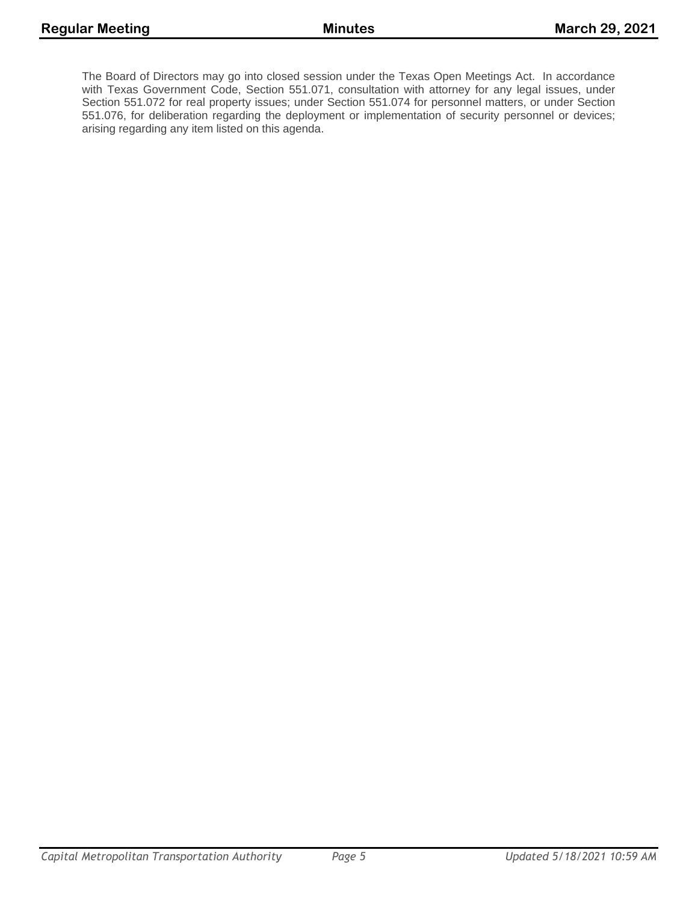The Board of Directors may go into closed session under the Texas Open Meetings Act. In accordance with Texas Government Code, Section 551.071, consultation with attorney for any legal issues, under Section 551.072 for real property issues; under Section 551.074 for personnel matters, or under Section 551.076, for deliberation regarding the deployment or implementation of security personnel or devices; arising regarding any item listed on this agenda.